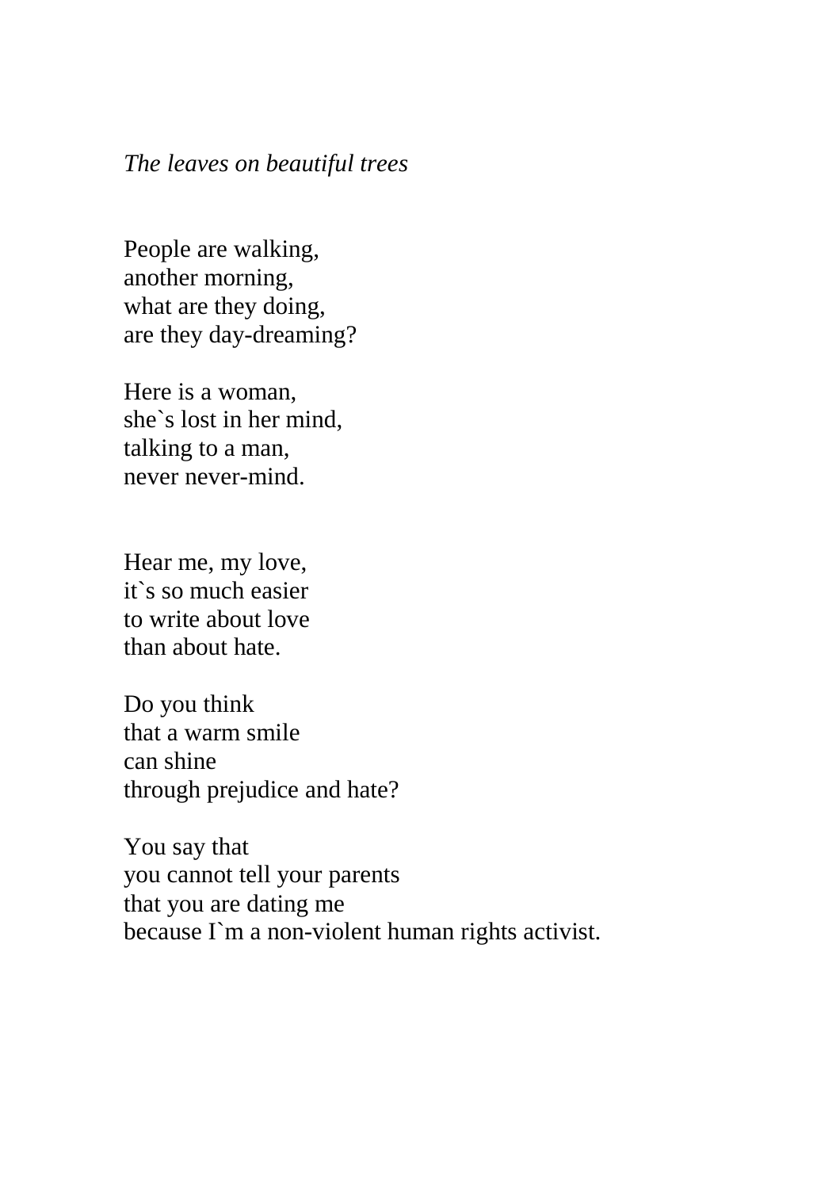*The leaves on beautiful trees*

People are walking,  
another morning,  
what are they doing,  
are they day-dreaming?

Here is a woman,  
she`s lost in her mind,  
talking to a man,  
never never-mind.

Hear me, my love,  
it`s so much easier  
to write about love  
than about hate.

Do you think  
that a warm smile  
can shine  
through prejudice and hate?

You say that  
you cannot tell your parents  
that you are dating me  
because I`m a non-violent human rights activist.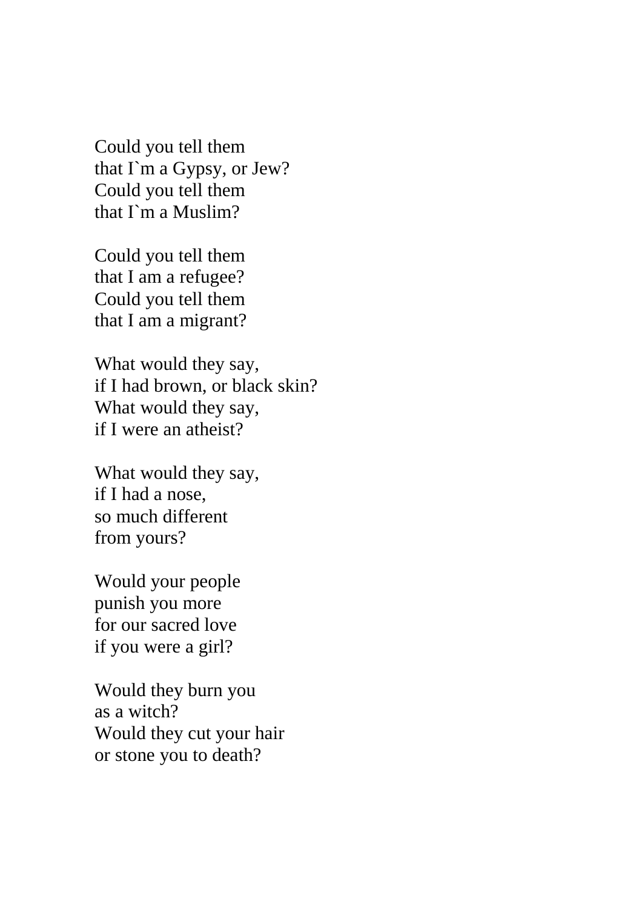Could you tell them
that I`m a Gypsy, or Jew?
Could you tell them
that I`m a Muslim?

Could you tell them
that I am a refugee?
Could you tell them
that I am a migrant?

What would they say,
if I had brown, or black skin?
What would they say,
if I were an atheist?

What would they say,
if I had a nose,
so much different
from yours?

Would your people
punish you more
for our sacred love
if you were a girl?

Would they burn you
as a witch?
Would they cut your hair
or stone you to death?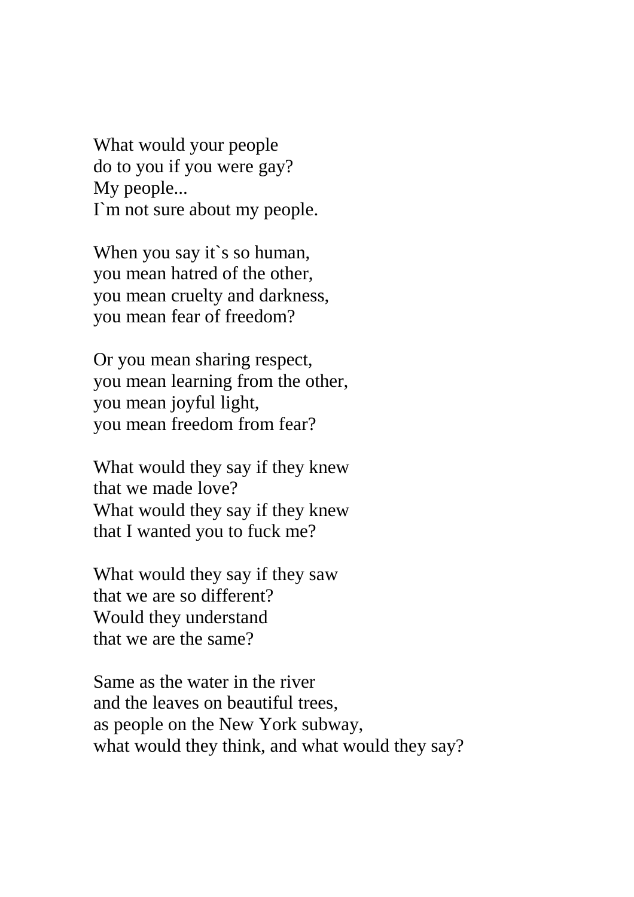What would your people  
do to you if you were gay?  
My people...  
I`m not sure about my people.

When you say it`s so human,  
you mean hatred of the other,  
you mean cruelty and darkness,  
you mean fear of freedom?

Or you mean sharing respect,  
you mean learning from the other,  
you mean joyful light,  
you mean freedom from fear?

What would they say if they knew  
that we made love?  
What would they say if they knew  
that I wanted you to fuck me?

What would they say if they saw  
that we are so different?  
Would they understand  
that we are the same?

Same as the water in the river  
and the leaves on beautiful trees,  
as people on the New York subway,  
what would they think, and what would they say?